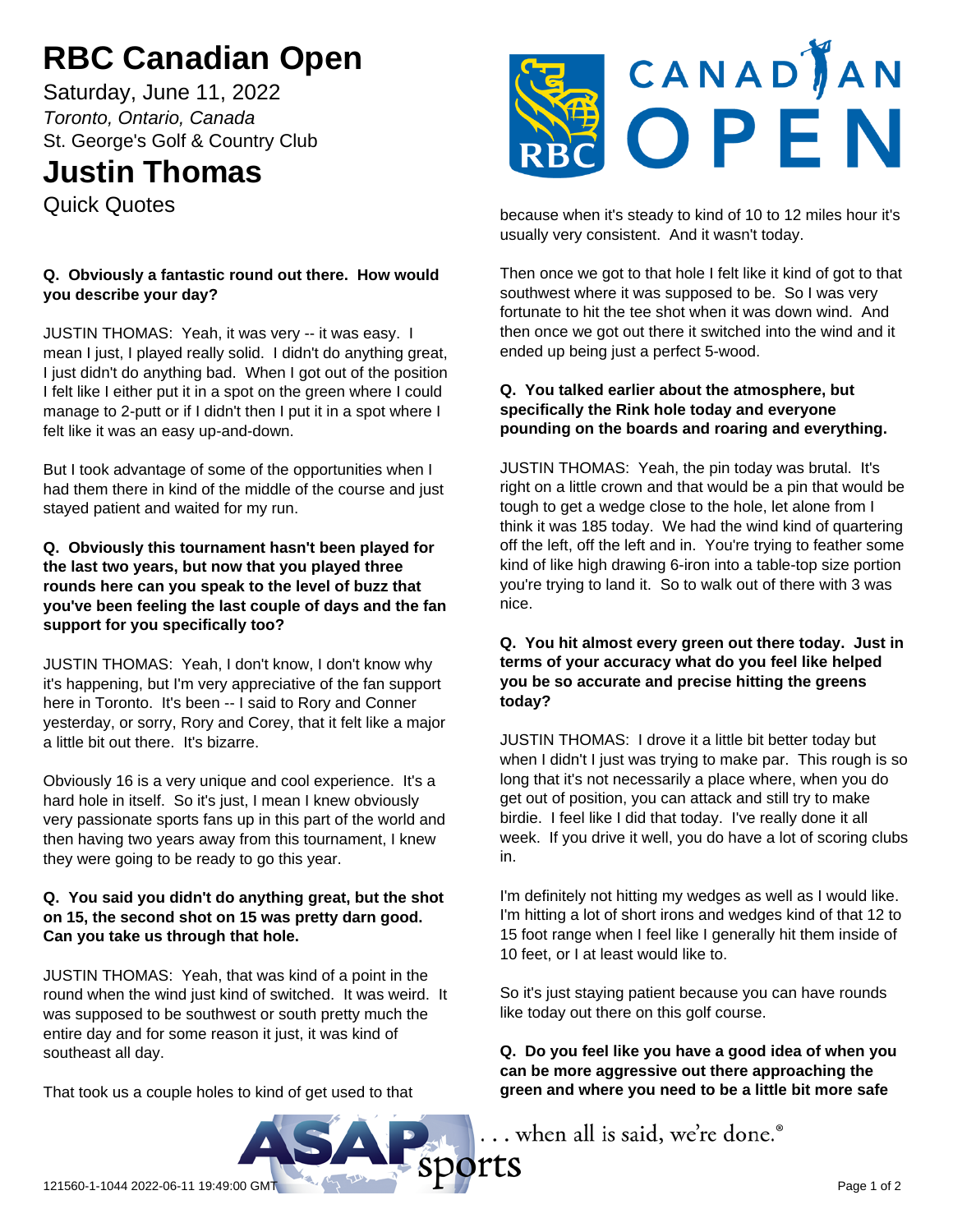# RBC Canadian Open

Saturday, June 11, 2022

*Toronto, Ontario, Canada*

St. George's Golf & Country Club

# Justin Thomas

Quick Quotes

**Q. Obviously a fantastic round out there. How would you describe your day?**

JUSTIN THOMAS: Yeah, it was very -- it was easy. I mean I just, I played really solid. I didn't do anything great, I just didn't do anything bad. When I got out of the position I felt like I either put it in a spot on the green where I could manage to 2-putt or if I didn't then I put it in a spot where I felt like it was an easy up-and-down.

But I took advantage of some of the opportunities when I had them there in kind of the middle of the course and just stayed patient and waited for my run.

**Q. Obviously this tournament hasn't been played for the last two years, but now that you played three rounds here can you speak to the level of buzz that you've been feeling the last couple of days and the fan support for you specifically too?**

JUSTIN THOMAS: Yeah, I don't know, I don't know why it's happening, but I'm very appreciative of the fan support here in Toronto. It's been -- I said to Rory and Conner yesterday, or sorry, Rory and Corey, that it felt like a major a little bit out there. It's bizarre.

Obviously 16 is a very unique and cool experience. It's a hard hole in itself. So it's just, I mean I knew obviously very passionate sports fans up in this part of the world and then having two years away from this tournament, I knew they were going to be ready to go this year.

**Q. You said you didn't do anything great, but the shot on 15, the second shot on 15 was pretty darn good. Can you take us through that hole.**

JUSTIN THOMAS: Yeah, that was kind of a point in the round when the wind just kind of switched. It was weird. It was supposed to be southwest or south pretty much the entire day and for some reason it just, it was kind of southeast all day.

That took us a couple holes to kind of get used to that because when it's steady to kind of 10 to 12 miles hour it's usually very consistent. And it wasn't today.

Then once we got to that hole I felt like it kind of got to that southwest where it was supposed to be. So I was very fortunate to hit the tee shot when it was down wind. And then once we got out there it switched into the wind and it ended up being just a perfect 5-wood.

**Q. You talked earlier about the atmosphere, but specifically the Rink hole today and everyone pounding on the boards and roaring and everything.**

JUSTIN THOMAS: Yeah, the pin today was brutal. It's right on a little crown and that would be a pin that would be tough to get a wedge close to the hole, let alone from I think it was 185 today. We had the wind kind of quartering off the left, off the left and in. You're trying to feather some kind of like high drawing 6-iron into a table-top size portion you're trying to land it. So to walk out of there with 3 was nice.

**Q. You hit almost every green out there today. Just in terms of your accuracy what do you feel like helped you be so accurate and precise hitting the greens today?**

JUSTIN THOMAS: I drove it a little bit better today but when I didn't I just was trying to make par. This rough is so long that it's not necessarily a place where, when you do get out of position, you can attack and still try to make birdie. I feel like I did that today. I've really done it all week. If you drive it well, you do have a lot of scoring clubs in.

I'm definitely not hitting my wedges as well as I would like. I'm hitting a lot of short irons and wedges kind of that 12 to 15 foot range when I feel like I generally hit them inside of 10 feet, or I at least would like to.

So it's just staying patient because you can have rounds like today out there on this golf course.

**Q. Do you feel like you have a good idea of when you can be more aggressive out there approaching the green and where you need to be a little bit more safe**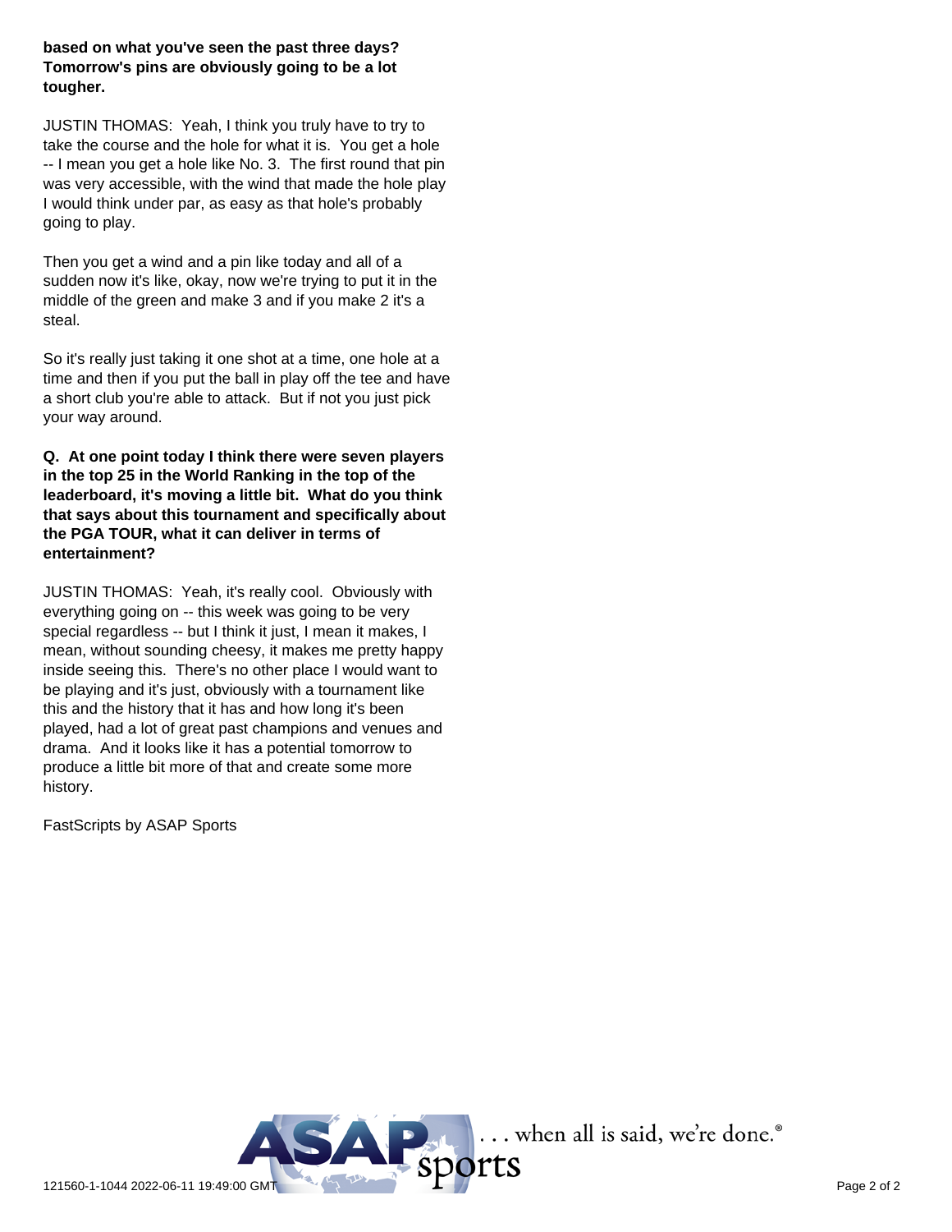**based on what you've seen the past three days? Tomorrow's pins are obviously going to be a lot tougher.**

JUSTIN THOMAS: Yeah, I think you truly have to try to take the course and the hole for what it is. You get a hole -- I mean you get a hole like No. 3. The first round that pin was very accessible, with the wind that made the hole play I would think under par, as easy as that hole's probably going to play.

Then you get a wind and a pin like today and all of a sudden now it's like, okay, now we're trying to put it in the middle of the green and make 3 and if you make 2 it's a steal.

So it's really just taking it one shot at a time, one hole at a time and then if you put the ball in play off the tee and have a short club you're able to attack. But if not you just pick your way around.

**Q. At one point today I think there were seven players in the top 25 in the World Ranking in the top of the leaderboard, it's moving a little bit. What do you think that says about this tournament and specifically about the PGA TOUR, what it can deliver in terms of entertainment?**

JUSTIN THOMAS: Yeah, it's really cool. Obviously with everything going on -- this week was going to be very special regardless -- but I think it just, I mean it makes, I mean, without sounding cheesy, it makes me pretty happy inside seeing this. There's no other place I would want to be playing and it's just, obviously with a tournament like this and the history that it has and how long it's been played, had a lot of great past champions and venues and drama. And it looks like it has a potential tomorrow to produce a little bit more of that and create some more history.

FastScripts by ASAP Sports